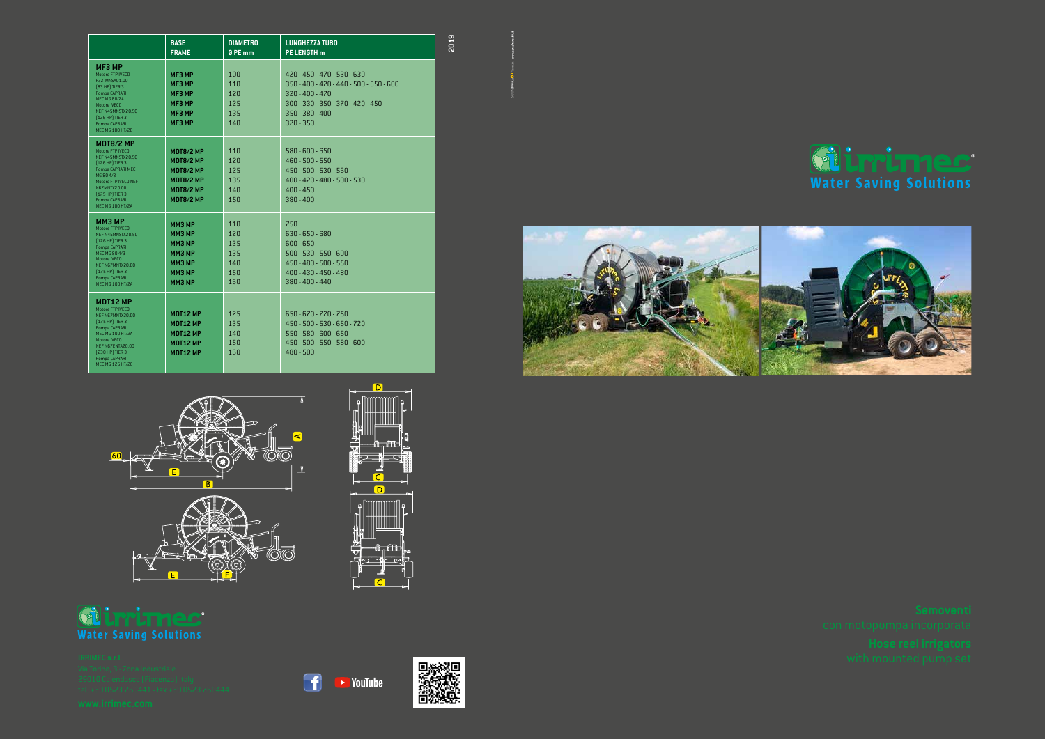| | BASE FRAME | DIAMETRO Ø PE mm | LUNGHEZZA TUBO PE LENGTH m |
|---|---|---|---|
| **MF3 MP** Motore FTP IVECO F32 MNSA01.00 (83 HP) TIER 3 Pompa CAPRARI MEC MG 80/2A Motore IVECO NEF N45MNSTX20.50 (126 HP) TIER 3 Pompa CAPRARI MEC MG 100 H1/2C | MF3 MP<br>MF3 MP<br>MF3 MP<br>MF3 MP<br>MF3 MP<br>MF3 MP | 100<br>110<br>120<br>125<br>135<br>140 | 420 - 450 - 470 - 530 - 630<br>350 - 400 - 420 - 440 - 500 - 550 - 600<br>320 - 400 - 470<br>300 - 330 - 350 - 370 - 420 - 450<br>350 - 380 - 400<br>320 - 350 |
| **MDT8/2 MP** Motore FTP IVECO NEF N45MNSTX20.50 (126 HP) TIER 3 Pompa CAPRARI MEC MG 80 4/3 Motore FTP IVECO NEF N67MNTX20.00 (175 HP) TIER 3 Pompa CAPRARI MEC MG 100 H1/2A | MDT8/2 MP<br>MDT8/2 MP<br>MDT8/2 MP<br>MDT8/2 MP<br>MDT8/2 MP<br>MDT8/2 MP | 110<br>120<br>125<br>135<br>140<br>150 | 580 - 600 - 650<br>460 - 500 - 550<br>450 - 500 - 530 - 560<br>400 - 420 - 480 - 500 - 530<br>400 - 450<br>380 - 400 |
| **MM3 MP** Motore FTP IVECO NEF N45MNSTX20.50 (126 HP) TIER 3 Pompa CAPRARI MEC MG 80 4/3 Motore IVECO NEF N67MNTX20.00 (175 HP) TIER 3 Pompa CAPRARI MEC MG 100 H1/2A | MM3 MP<br>MM3 MP<br>MM3 MP<br>MM3 MP<br>MM3 MP<br>MM3 MP<br>MM3 MP | 110<br>120<br>125<br>135<br>140<br>150<br>160 | 750<br>630 - 650 - 680<br>600 - 650<br>500 - 530 - 550 - 600<br>450 - 480 - 500 - 550<br>400 - 430 - 450 - 480<br>380 - 400 - 440 |
| **MDT12 MP** Motore FTP IVECO NEF N67MNTX20.00 (175 HP) TIER 3 Pompa CAPRARI MEC MG 100 H1/2A Motore IVECO NEF N67ENTA20.00 (238 HP) TIER 3 Pompa CAPRARI MEC MG 125 H1/2C | MDT12 MP<br>MDT12 MP<br>MDT12 MP<br>MDT12 MP<br>MDT12 MP | 125<br>135<br>140<br>150<br>160 | 650 - 670 - 720 - 750<br>450 - 500 - 530 - 650 - 720<br>550 - 580 - 600 - 650<br>450 - 500 - 550 - 580 - 600<br>480 - 500 |

2019

**irrimec**
Water Saving Solutions

**IRRIMEC s.r.l.**
Via Torino, 3 - Zona industriale
29010 Calendasco (Piacenza) Italy
tel. +39 0523 760441 - fax +39 0523 760444
**www.irrimec.com**

## Semoventi
con motopompa incorporata

## Hose reel irrigators
with mounted pump set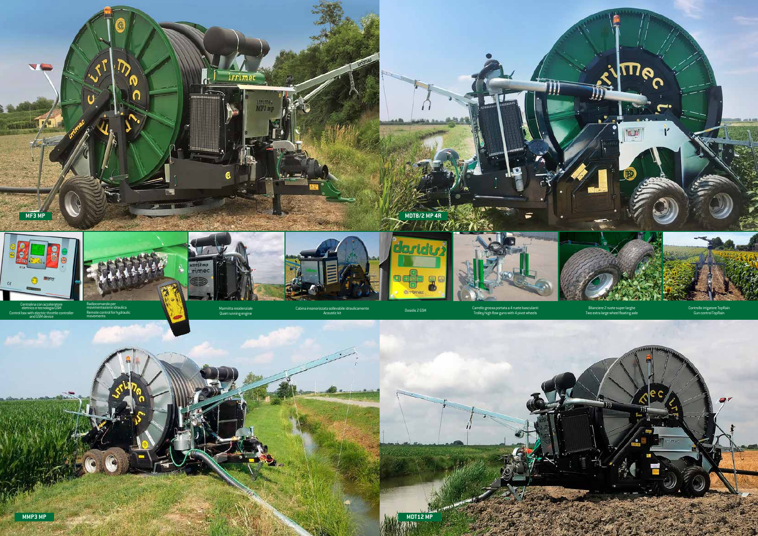MF3 MP

MDT8/2 MP 4R

Centralina con acceleratore elettrico e tecnologia GSM
Control box with electric throttle controller and GSM device

Radiocomando per movimentazione idraulica
Remote control for hydraulic movements

Marmitta residenziale
Quiet running engine

Cabina insonorizzata sollevabile idraulicamente
Acoustic kit

Dosidis 2 GSM

Carrello grossa portata a 4 ruote basculanti
Trolley high flow guns with 4 pivot wheels

Bilanciere 2 ruote super larghe
Two extra large wheel floating axle

Controllo irrigatore TopRain
Gun control TopRain

MMP3 MP

MDT12 MP